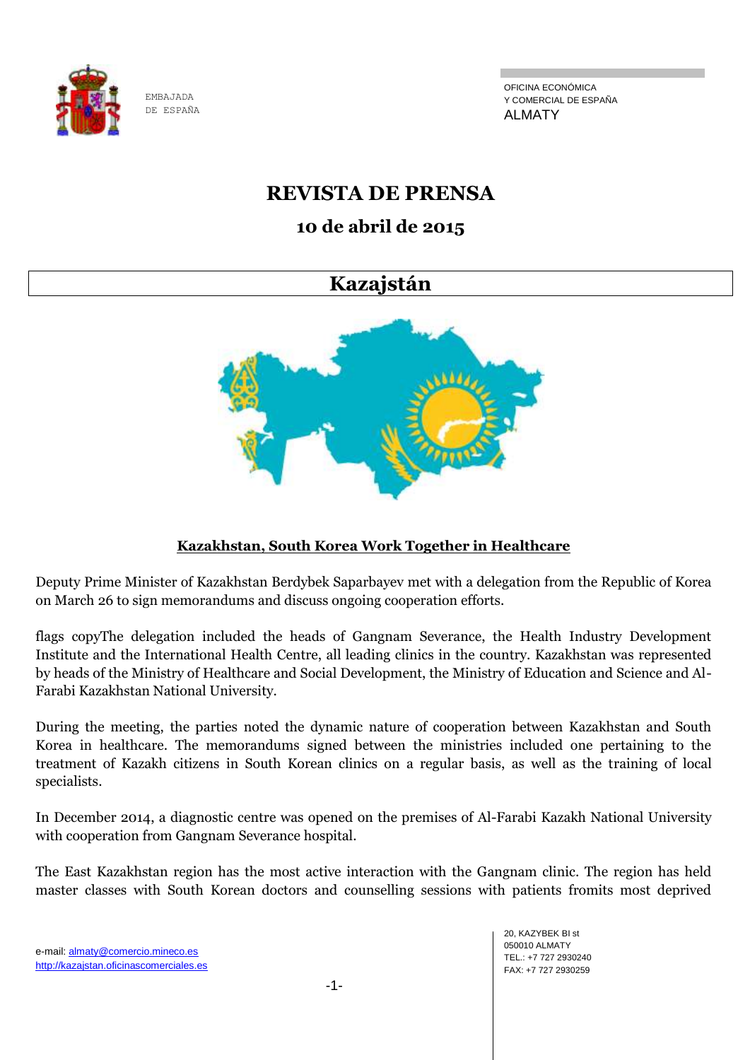EMBAJADA
DE ESPAÑA

OFICINA ECONÓMICA
Y COMERCIAL DE ESPAÑA
ALMATY

# REVISTA DE PRENSA

## 10 de abril de 2015

## Kazajstán

**Kazakhstan, South Korea Work Together in Healthcare**

Deputy Prime Minister of Kazakhstan Berdybek Saparbayev met with a delegation from the Republic of Korea on March 26 to sign memorandums and discuss ongoing cooperation efforts.

flags copyThe delegation included the heads of Gangnam Severance, the Health Industry Development Institute and the International Health Centre, all leading clinics in the country. Kazakhstan was represented by heads of the Ministry of Healthcare and Social Development, the Ministry of Education and Science and Al-Farabi Kazakhstan National University.

During the meeting, the parties noted the dynamic nature of cooperation between Kazakhstan and South Korea in healthcare. The memorandums signed between the ministries included one pertaining to the treatment of Kazakh citizens in South Korean clinics on a regular basis, as well as the training of local specialists.

In December 2014, a diagnostic centre was opened on the premises of Al-Farabi Kazakh National University with cooperation from Gangnam Severance hospital.

The East Kazakhstan region has the most active interaction with the Gangnam clinic. The region has held master classes with South Korean doctors and counselling sessions with patients fromits most deprived

e-mail: almaty@comercio.mineco.es
http://kazajstan.oficinascomerciales.es

20, KAZYBEK BI st
050010 ALMATY
TEL.: +7 727 2930240
FAX: +7 727 2930259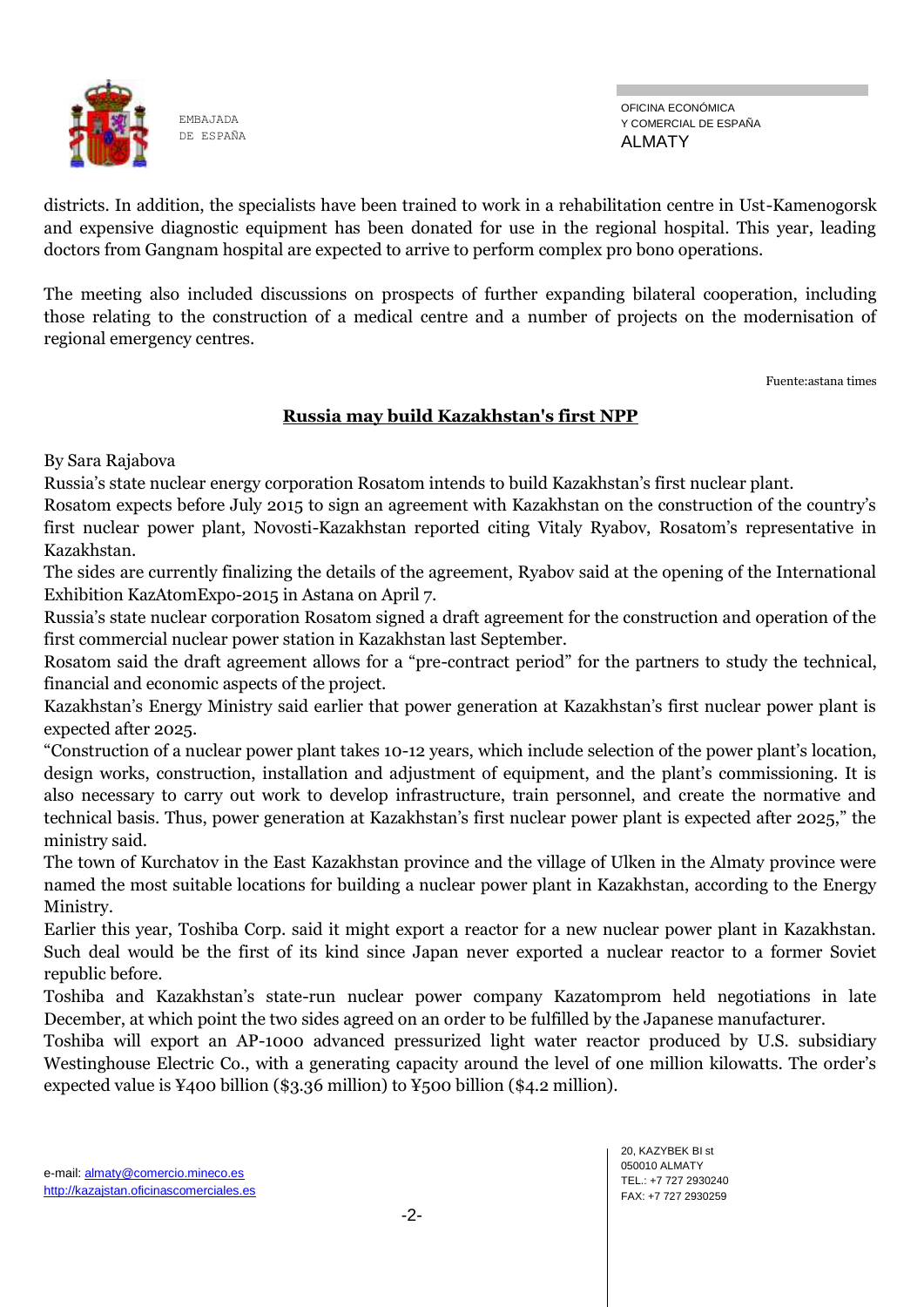districts. In addition, the specialists have been trained to work in a rehabilitation centre in Ust-Kamenogorsk and expensive diagnostic equipment has been donated for use in the regional hospital. This year, leading doctors from Gangnam hospital are expected to arrive to perform complex pro bono operations.

The meeting also included discussions on prospects of further expanding bilateral cooperation, including those relating to the construction of a medical centre and a number of projects on the modernisation of regional emergency centres.

Fuente:astana times

## Russia may build Kazakhstan's first NPP

By Sara Rajabova

Russia's state nuclear energy corporation Rosatom intends to build Kazakhstan's first nuclear plant.

Rosatom expects before July 2015 to sign an agreement with Kazakhstan on the construction of the country's first nuclear power plant, Novosti-Kazakhstan reported citing Vitaly Ryabov, Rosatom's representative in Kazakhstan.

The sides are currently finalizing the details of the agreement, Ryabov said at the opening of the International Exhibition KazAtomExpo-2015 in Astana on April 7.

Russia's state nuclear corporation Rosatom signed a draft agreement for the construction and operation of the first commercial nuclear power station in Kazakhstan last September.

Rosatom said the draft agreement allows for a "pre-contract period" for the partners to study the technical, financial and economic aspects of the project.

Kazakhstan's Energy Ministry said earlier that power generation at Kazakhstan's first nuclear power plant is expected after 2025.

"Construction of a nuclear power plant takes 10-12 years, which include selection of the power plant's location, design works, construction, installation and adjustment of equipment, and the plant's commissioning. It is also necessary to carry out work to develop infrastructure, train personnel, and create the normative and technical basis. Thus, power generation at Kazakhstan's first nuclear power plant is expected after 2025," the ministry said.

The town of Kurchatov in the East Kazakhstan province and the village of Ulken in the Almaty province were named the most suitable locations for building a nuclear power plant in Kazakhstan, according to the Energy Ministry.

Earlier this year, Toshiba Corp. said it might export a reactor for a new nuclear power plant in Kazakhstan. Such deal would be the first of its kind since Japan never exported a nuclear reactor to a former Soviet republic before.

Toshiba and Kazakhstan's state-run nuclear power company Kazatomprom held negotiations in late December, at which point the two sides agreed on an order to be fulfilled by the Japanese manufacturer.

Toshiba will export an AP-1000 advanced pressurized light water reactor produced by U.S. subsidiary Westinghouse Electric Co., with a generating capacity around the level of one million kilowatts. The order's expected value is ¥400 billion ($3.36 million) to ¥500 billion ($4.2 million).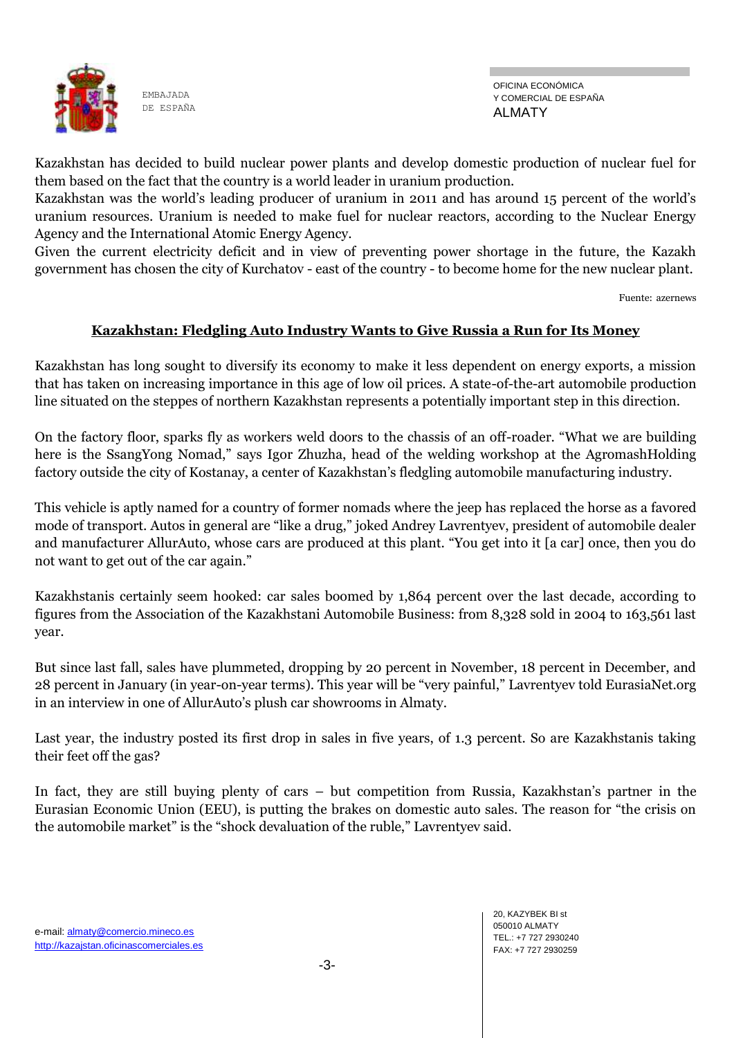Kazakhstan has decided to build nuclear power plants and develop domestic production of nuclear fuel for them based on the fact that the country is a world leader in uranium production.
Kazakhstan was the world's leading producer of uranium in 2011 and has around 15 percent of the world's uranium resources. Uranium is needed to make fuel for nuclear reactors, according to the Nuclear Energy Agency and the International Atomic Energy Agency.
Given the current electricity deficit and in view of preventing power shortage in the future, the Kazakh government has chosen the city of Kurchatov - east of the country - to become home for the new nuclear plant.

Fuente: azernews

## Kazakhstan: Fledgling Auto Industry Wants to Give Russia a Run for Its Money

Kazakhstan has long sought to diversify its economy to make it less dependent on energy exports, a mission that has taken on increasing importance in this age of low oil prices. A state-of-the-art automobile production line situated on the steppes of northern Kazakhstan represents a potentially important step in this direction.

On the factory floor, sparks fly as workers weld doors to the chassis of an off-roader. "What we are building here is the SsangYong Nomad," says Igor Zhuzha, head of the welding workshop at the AgromashHolding factory outside the city of Kostanay, a center of Kazakhstan's fledgling automobile manufacturing industry.

This vehicle is aptly named for a country of former nomads where the jeep has replaced the horse as a favored mode of transport. Autos in general are "like a drug," joked Andrey Lavrentyev, president of automobile dealer and manufacturer AllurAuto, whose cars are produced at this plant. "You get into it [a car] once, then you do not want to get out of the car again."

Kazakhstanis certainly seem hooked: car sales boomed by 1,864 percent over the last decade, according to figures from the Association of the Kazakhstani Automobile Business: from 8,328 sold in 2004 to 163,561 last year.

But since last fall, sales have plummeted, dropping by 20 percent in November, 18 percent in December, and 28 percent in January (in year-on-year terms). This year will be "very painful," Lavrentyev told EurasiaNet.org in an interview in one of AllurAuto's plush car showrooms in Almaty.

Last year, the industry posted its first drop in sales in five years, of 1.3 percent. So are Kazakhstanis taking their feet off the gas?

In fact, they are still buying plenty of cars – but competition from Russia, Kazakhstan's partner in the Eurasian Economic Union (EEU), is putting the brakes on domestic auto sales. The reason for "the crisis on the automobile market" is the "shock devaluation of the ruble," Lavrentyev said.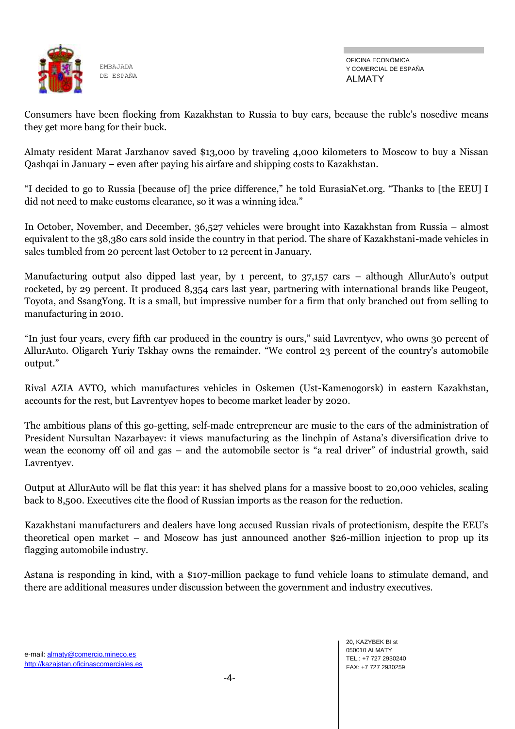Consumers have been flocking from Kazakhstan to Russia to buy cars, because the ruble's nosedive means they get more bang for their buck.

Almaty resident Marat Jarzhanov saved $13,000 by traveling 4,000 kilometers to Moscow to buy a Nissan Qashqai in January – even after paying his airfare and shipping costs to Kazakhstan.

"I decided to go to Russia [because of] the price difference," he told EurasiaNet.org. "Thanks to [the EEU] I did not need to make customs clearance, so it was a winning idea."

In October, November, and December, 36,527 vehicles were brought into Kazakhstan from Russia – almost equivalent to the 38,380 cars sold inside the country in that period. The share of Kazakhstani-made vehicles in sales tumbled from 20 percent last October to 12 percent in January.

Manufacturing output also dipped last year, by 1 percent, to 37,157 cars – although AllurAuto's output rocketed, by 29 percent. It produced 8,354 cars last year, partnering with international brands like Peugeot, Toyota, and SsangYong. It is a small, but impressive number for a firm that only branched out from selling to manufacturing in 2010.

"In just four years, every fifth car produced in the country is ours," said Lavrentyev, who owns 30 percent of AllurAuto. Oligarch Yuriy Tskhay owns the remainder. "We control 23 percent of the country's automobile output."

Rival AZIA AVTO, which manufactures vehicles in Oskemen (Ust-Kamenogorsk) in eastern Kazakhstan, accounts for the rest, but Lavrentyev hopes to become market leader by 2020.

The ambitious plans of this go-getting, self-made entrepreneur are music to the ears of the administration of President Nursultan Nazarbayev: it views manufacturing as the linchpin of Astana's diversification drive to wean the economy off oil and gas – and the automobile sector is "a real driver" of industrial growth, said Lavrentyev.

Output at AllurAuto will be flat this year: it has shelved plans for a massive boost to 20,000 vehicles, scaling back to 8,500. Executives cite the flood of Russian imports as the reason for the reduction.

Kazakhstani manufacturers and dealers have long accused Russian rivals of protectionism, despite the EEU's theoretical open market – and Moscow has just announced another $26-million injection to prop up its flagging automobile industry.

Astana is responding in kind, with a $107-million package to fund vehicle loans to stimulate demand, and there are additional measures under discussion between the government and industry executives.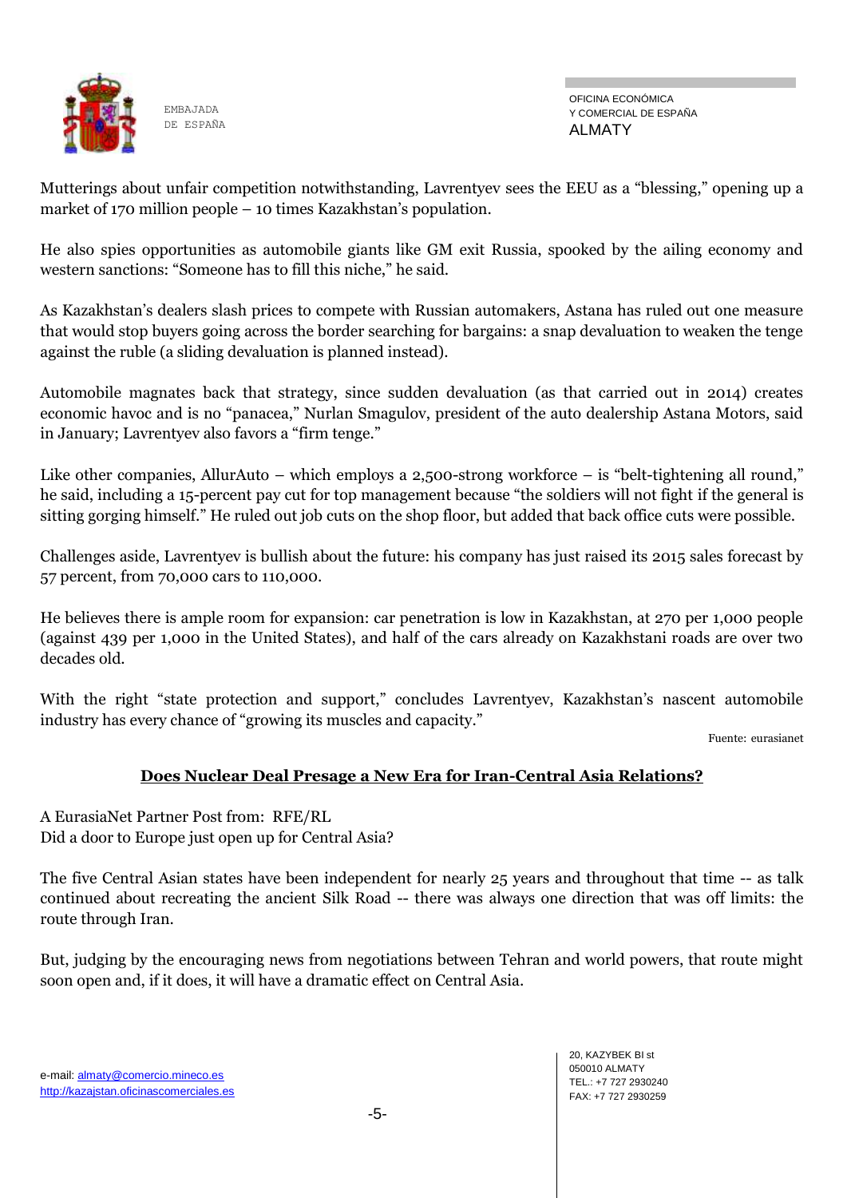Mutterings about unfair competition notwithstanding, Lavrentyev sees the EEU as a "blessing," opening up a market of 170 million people – 10 times Kazakhstan's population.

He also spies opportunities as automobile giants like GM exit Russia, spooked by the ailing economy and western sanctions: "Someone has to fill this niche," he said.

As Kazakhstan's dealers slash prices to compete with Russian automakers, Astana has ruled out one measure that would stop buyers going across the border searching for bargains: a snap devaluation to weaken the tenge against the ruble (a sliding devaluation is planned instead).

Automobile magnates back that strategy, since sudden devaluation (as that carried out in 2014) creates economic havoc and is no "panacea," Nurlan Smagulov, president of the auto dealership Astana Motors, said in January; Lavrentyev also favors a "firm tenge."

Like other companies, AllurAuto – which employs a 2,500-strong workforce – is "belt-tightening all round," he said, including a 15-percent pay cut for top management because "the soldiers will not fight if the general is sitting gorging himself." He ruled out job cuts on the shop floor, but added that back office cuts were possible.

Challenges aside, Lavrentyev is bullish about the future: his company has just raised its 2015 sales forecast by 57 percent, from 70,000 cars to 110,000.

He believes there is ample room for expansion: car penetration is low in Kazakhstan, at 270 per 1,000 people (against 439 per 1,000 in the United States), and half of the cars already on Kazakhstani roads are over two decades old.

With the right "state protection and support," concludes Lavrentyev, Kazakhstan's nascent automobile industry has every chance of "growing its muscles and capacity."

Fuente: eurasianet

## Does Nuclear Deal Presage a New Era for Iran-Central Asia Relations?

A EurasiaNet Partner Post from: RFE/RL
Did a door to Europe just open up for Central Asia?

The five Central Asian states have been independent for nearly 25 years and throughout that time -- as talk continued about recreating the ancient Silk Road -- there was always one direction that was off limits: the route through Iran.

But, judging by the encouraging news from negotiations between Tehran and world powers, that route might soon open and, if it does, it will have a dramatic effect on Central Asia.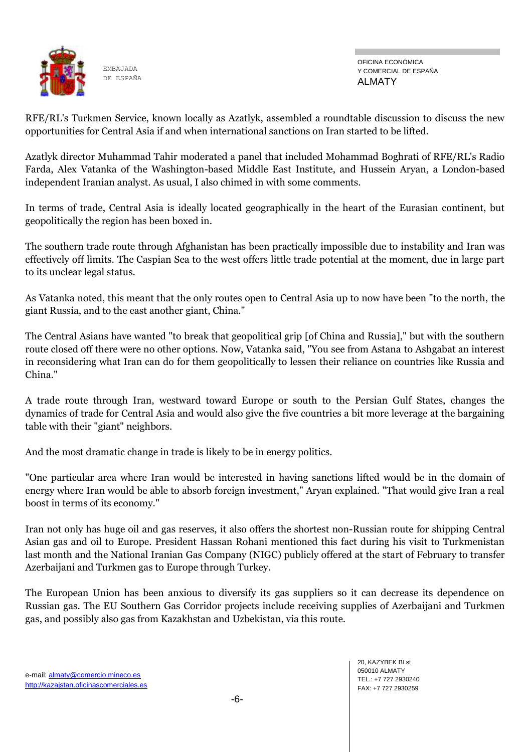RFE/RL's Turkmen Service, known locally as Azatlyk, assembled a roundtable discussion to discuss the new opportunities for Central Asia if and when international sanctions on Iran started to be lifted.

Azatlyk director Muhammad Tahir moderated a panel that included Mohammad Boghrati of RFE/RL's Radio Farda, Alex Vatanka of the Washington-based Middle East Institute, and Hussein Aryan, a London-based independent Iranian analyst. As usual, I also chimed in with some comments.

In terms of trade, Central Asia is ideally located geographically in the heart of the Eurasian continent, but geopolitically the region has been boxed in.

The southern trade route through Afghanistan has been practically impossible due to instability and Iran was effectively off limits. The Caspian Sea to the west offers little trade potential at the moment, due in large part to its unclear legal status.

As Vatanka noted, this meant that the only routes open to Central Asia up to now have been "to the north, the giant Russia, and to the east another giant, China."

The Central Asians have wanted "to break that geopolitical grip [of China and Russia]," but with the southern route closed off there were no other options. Now, Vatanka said, "You see from Astana to Ashgabat an interest in reconsidering what Iran can do for them geopolitically to lessen their reliance on countries like Russia and China."

A trade route through Iran, westward toward Europe or south to the Persian Gulf States, changes the dynamics of trade for Central Asia and would also give the five countries a bit more leverage at the bargaining table with their "giant" neighbors.

And the most dramatic change in trade is likely to be in energy politics.

"One particular area where Iran would be interested in having sanctions lifted would be in the domain of energy where Iran would be able to absorb foreign investment," Aryan explained. "That would give Iran a real boost in terms of its economy."

Iran not only has huge oil and gas reserves, it also offers the shortest non-Russian route for shipping Central Asian gas and oil to Europe. President Hassan Rohani mentioned this fact during his visit to Turkmenistan last month and the National Iranian Gas Company (NIGC) publicly offered at the start of February to transfer Azerbaijani and Turkmen gas to Europe through Turkey.

The European Union has been anxious to diversify its gas suppliers so it can decrease its dependence on Russian gas. The EU Southern Gas Corridor projects include receiving supplies of Azerbaijani and Turkmen gas, and possibly also gas from Kazakhstan and Uzbekistan, via this route.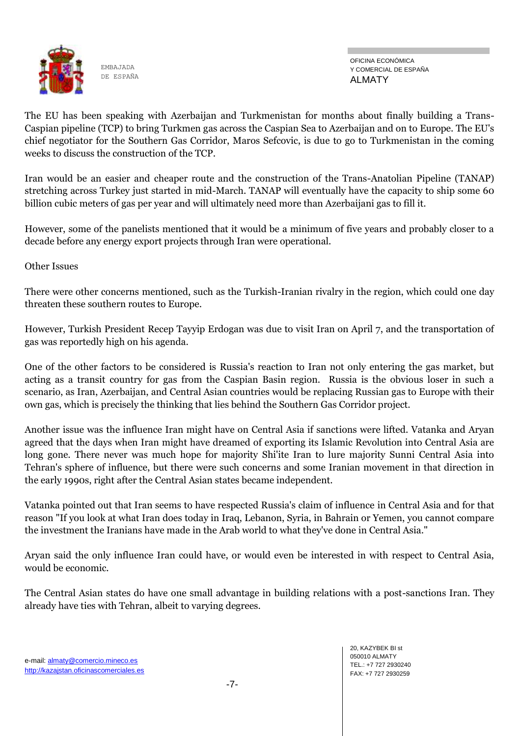The EU has been speaking with Azerbaijan and Turkmenistan for months about finally building a Trans-Caspian pipeline (TCP) to bring Turkmen gas across the Caspian Sea to Azerbaijan and on to Europe. The EU's chief negotiator for the Southern Gas Corridor, Maros Sefcovic, is due to go to Turkmenistan in the coming weeks to discuss the construction of the TCP.

Iran would be an easier and cheaper route and the construction of the Trans-Anatolian Pipeline (TANAP) stretching across Turkey just started in mid-March. TANAP will eventually have the capacity to ship some 60 billion cubic meters of gas per year and will ultimately need more than Azerbaijani gas to fill it.

However, some of the panelists mentioned that it would be a minimum of five years and probably closer to a decade before any energy export projects through Iran were operational.

Other Issues

There were other concerns mentioned, such as the Turkish-Iranian rivalry in the region, which could one day threaten these southern routes to Europe.

However, Turkish President Recep Tayyip Erdogan was due to visit Iran on April 7, and the transportation of gas was reportedly high on his agenda.

One of the other factors to be considered is Russia's reaction to Iran not only entering the gas market, but acting as a transit country for gas from the Caspian Basin region. Russia is the obvious loser in such a scenario, as Iran, Azerbaijan, and Central Asian countries would be replacing Russian gas to Europe with their own gas, which is precisely the thinking that lies behind the Southern Gas Corridor project.

Another issue was the influence Iran might have on Central Asia if sanctions were lifted. Vatanka and Aryan agreed that the days when Iran might have dreamed of exporting its Islamic Revolution into Central Asia are long gone. There never was much hope for majority Shi'ite Iran to lure majority Sunni Central Asia into Tehran's sphere of influence, but there were such concerns and some Iranian movement in that direction in the early 1990s, right after the Central Asian states became independent.

Vatanka pointed out that Iran seems to have respected Russia's claim of influence in Central Asia and for that reason "If you look at what Iran does today in Iraq, Lebanon, Syria, in Bahrain or Yemen, you cannot compare the investment the Iranians have made in the Arab world to what they've done in Central Asia."

Aryan said the only influence Iran could have, or would even be interested in with respect to Central Asia, would be economic.

The Central Asian states do have one small advantage in building relations with a post-sanctions Iran. They already have ties with Tehran, albeit to varying degrees.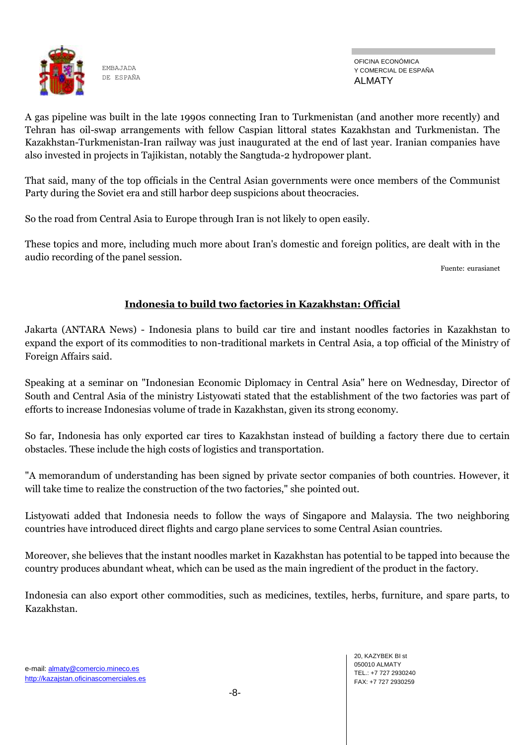A gas pipeline was built in the late 1990s connecting Iran to Turkmenistan (and another more recently) and Tehran has oil-swap arrangements with fellow Caspian littoral states Kazakhstan and Turkmenistan. The Kazakhstan-Turkmenistan-Iran railway was just inaugurated at the end of last year. Iranian companies have also invested in projects in Tajikistan, notably the Sangtuda-2 hydropower plant.

That said, many of the top officials in the Central Asian governments were once members of the Communist Party during the Soviet era and still harbor deep suspicions about theocracies.

So the road from Central Asia to Europe through Iran is not likely to open easily.

These topics and more, including much more about Iran's domestic and foreign politics, are dealt with in the audio recording of the panel session.

Fuente: eurasianet

## Indonesia to build two factories in Kazakhstan: Official

Jakarta (ANTARA News) - Indonesia plans to build car tire and instant noodles factories in Kazakhstan to expand the export of its commodities to non-traditional markets in Central Asia, a top official of the Ministry of Foreign Affairs said.

Speaking at a seminar on "Indonesian Economic Diplomacy in Central Asia" here on Wednesday, Director of South and Central Asia of the ministry Listyowati stated that the establishment of the two factories was part of efforts to increase Indonesias volume of trade in Kazakhstan, given its strong economy.

So far, Indonesia has only exported car tires to Kazakhstan instead of building a factory there due to certain obstacles. These include the high costs of logistics and transportation.

"A memorandum of understanding has been signed by private sector companies of both countries. However, it will take time to realize the construction of the two factories," she pointed out.

Listyowati added that Indonesia needs to follow the ways of Singapore and Malaysia. The two neighboring countries have introduced direct flights and cargo plane services to some Central Asian countries.

Moreover, she believes that the instant noodles market in Kazakhstan has potential to be tapped into because the country produces abundant wheat, which can be used as the main ingredient of the product in the factory.

Indonesia can also export other commodities, such as medicines, textiles, herbs, furniture, and spare parts, to Kazakhstan.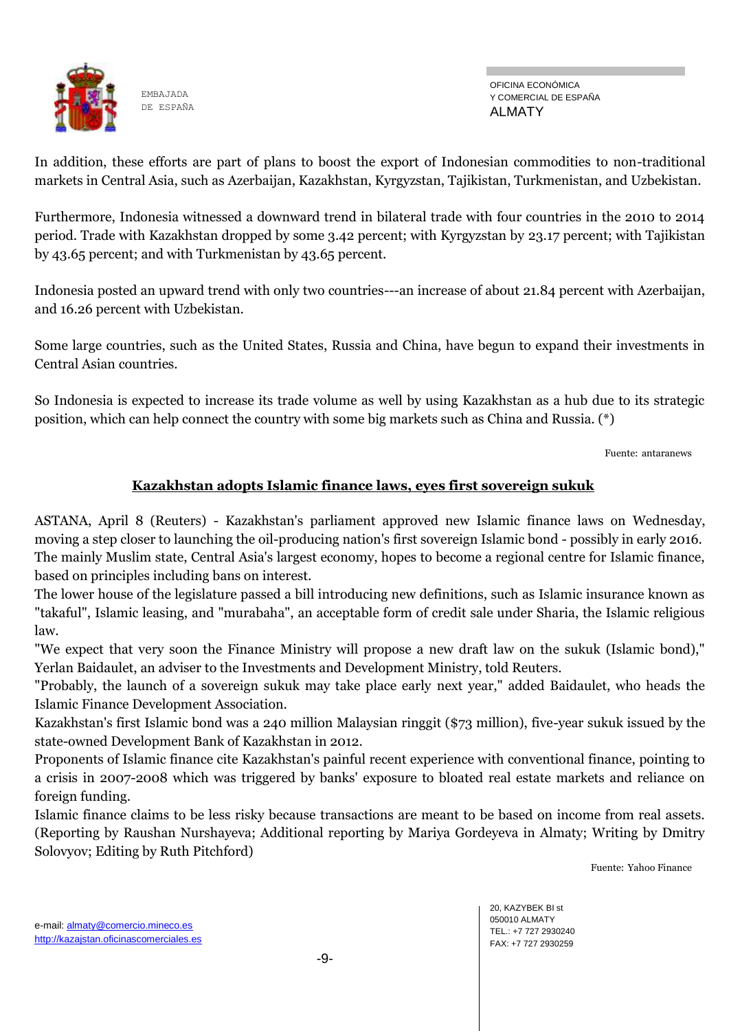In addition, these efforts are part of plans to boost the export of Indonesian commodities to non-traditional markets in Central Asia, such as Azerbaijan, Kazakhstan, Kyrgyzstan, Tajikistan, Turkmenistan, and Uzbekistan.

Furthermore, Indonesia witnessed a downward trend in bilateral trade with four countries in the 2010 to 2014 period. Trade with Kazakhstan dropped by some 3.42 percent; with Kyrgyzstan by 23.17 percent; with Tajikistan by 43.65 percent; and with Turkmenistan by 43.65 percent.

Indonesia posted an upward trend with only two countries---an increase of about 21.84 percent with Azerbaijan, and 16.26 percent with Uzbekistan.

Some large countries, such as the United States, Russia and China, have begun to expand their investments in Central Asian countries.

So Indonesia is expected to increase its trade volume as well by using Kazakhstan as a hub due to its strategic position, which can help connect the country with some big markets such as China and Russia. (*)

Fuente: antaranews

## Kazakhstan adopts Islamic finance laws, eyes first sovereign sukuk

ASTANA, April 8 (Reuters) - Kazakhstan's parliament approved new Islamic finance laws on Wednesday, moving a step closer to launching the oil-producing nation's first sovereign Islamic bond - possibly in early 2016.
The mainly Muslim state, Central Asia's largest economy, hopes to become a regional centre for Islamic finance, based on principles including bans on interest.
The lower house of the legislature passed a bill introducing new definitions, such as Islamic insurance known as "takaful", Islamic leasing, and "murabaha", an acceptable form of credit sale under Sharia, the Islamic religious law.
"We expect that very soon the Finance Ministry will propose a new draft law on the sukuk (Islamic bond)," Yerlan Baidaulet, an adviser to the Investments and Development Ministry, told Reuters.
"Probably, the launch of a sovereign sukuk may take place early next year," added Baidaulet, who heads the Islamic Finance Development Association.
Kazakhstan's first Islamic bond was a 240 million Malaysian ringgit ($73 million), five-year sukuk issued by the state-owned Development Bank of Kazakhstan in 2012.
Proponents of Islamic finance cite Kazakhstan's painful recent experience with conventional finance, pointing to a crisis in 2007-2008 which was triggered by banks' exposure to bloated real estate markets and reliance on foreign funding.
Islamic finance claims to be less risky because transactions are meant to be based on income from real assets.
(Reporting by Raushan Nurshayeva; Additional reporting by Mariya Gordeyeva in Almaty; Writing by Dmitry Solovyov; Editing by Ruth Pitchford)

Fuente: Yahoo Finance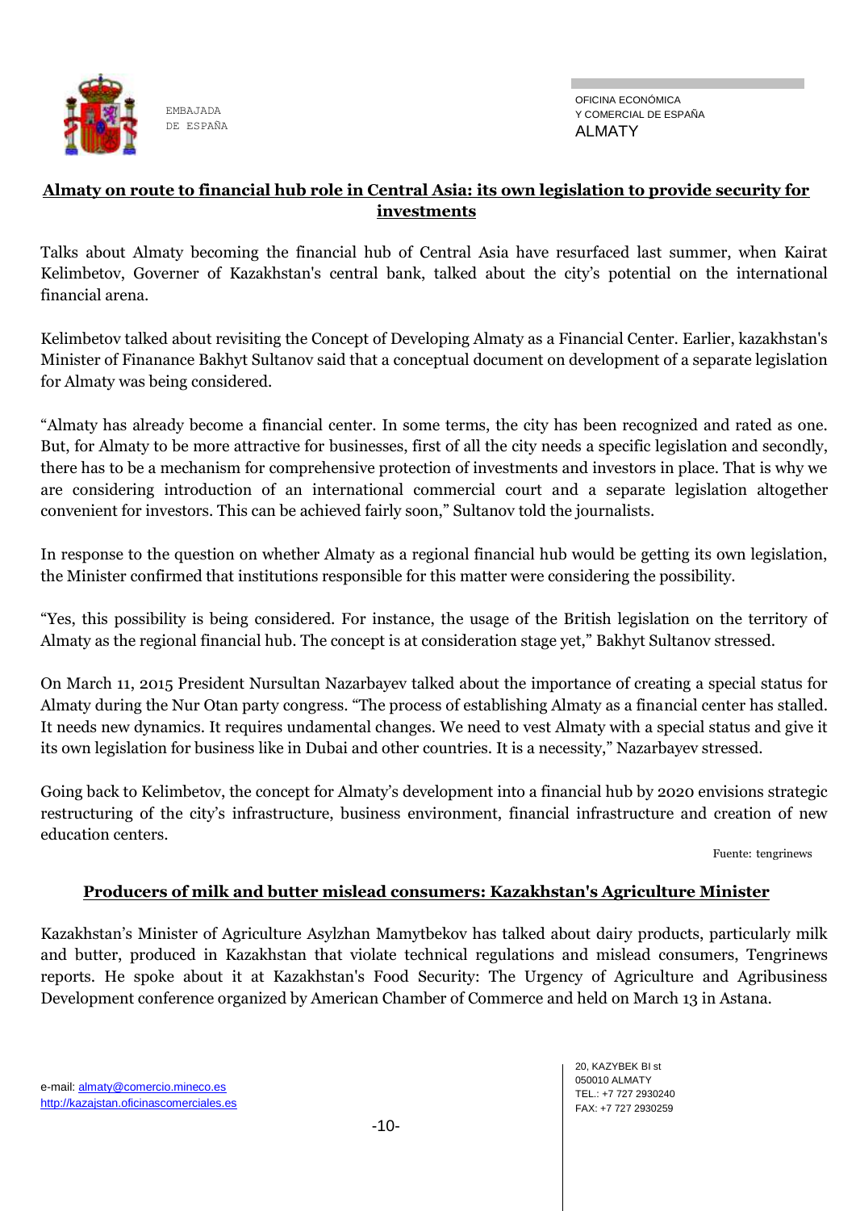## Almaty on route to financial hub role in Central Asia: its own legislation to provide security for investments

Talks about Almaty becoming the financial hub of Central Asia have resurfaced last summer, when Kairat Kelimbetov, Governer of Kazakhstan's central bank, talked about the city's potential on the international financial arena.

Kelimbetov talked about revisiting the Concept of Developing Almaty as a Financial Center. Earlier, kazakhstan's Minister of Finanance Bakhyt Sultanov said that a conceptual document on development of a separate legislation for Almaty was being considered.

"Almaty has already become a financial center. In some terms, the city has been recognized and rated as one. But, for Almaty to be more attractive for businesses, first of all the city needs a specific legislation and secondly, there has to be a mechanism for comprehensive protection of investments and investors in place. That is why we are considering introduction of an international commercial court and a separate legislation altogether convenient for investors. This can be achieved fairly soon," Sultanov told the journalists.

In response to the question on whether Almaty as a regional financial hub would be getting its own legislation, the Minister confirmed that institutions responsible for this matter were considering the possibility.

"Yes, this possibility is being considered. For instance, the usage of the British legislation on the territory of Almaty as the regional financial hub. The concept is at consideration stage yet," Bakhyt Sultanov stressed.

On March 11, 2015 President Nursultan Nazarbayev talked about the importance of creating a special status for Almaty during the Nur Otan party congress. "The process of establishing Almaty as a financial center has stalled. It needs new dynamics. It requires undamental changes. We need to vest Almaty with a special status and give it its own legislation for business like in Dubai and other countries. It is a necessity," Nazarbayev stressed.

Going back to Kelimbetov, the concept for Almaty's development into a financial hub by 2020 envisions strategic restructuring of the city's infrastructure, business environment, financial infrastructure and creation of new education centers.

Fuente: tengrinews

## Producers of milk and butter mislead consumers: Kazakhstan's Agriculture Minister

Kazakhstan's Minister of Agriculture Asylzhan Mamytbekov has talked about dairy products, particularly milk and butter, produced in Kazakhstan that violate technical regulations and mislead consumers, Tengrinews reports. He spoke about it at Kazakhstan's Food Security: The Urgency of Agriculture and Agribusiness Development conference organized by American Chamber of Commerce and held on March 13 in Astana.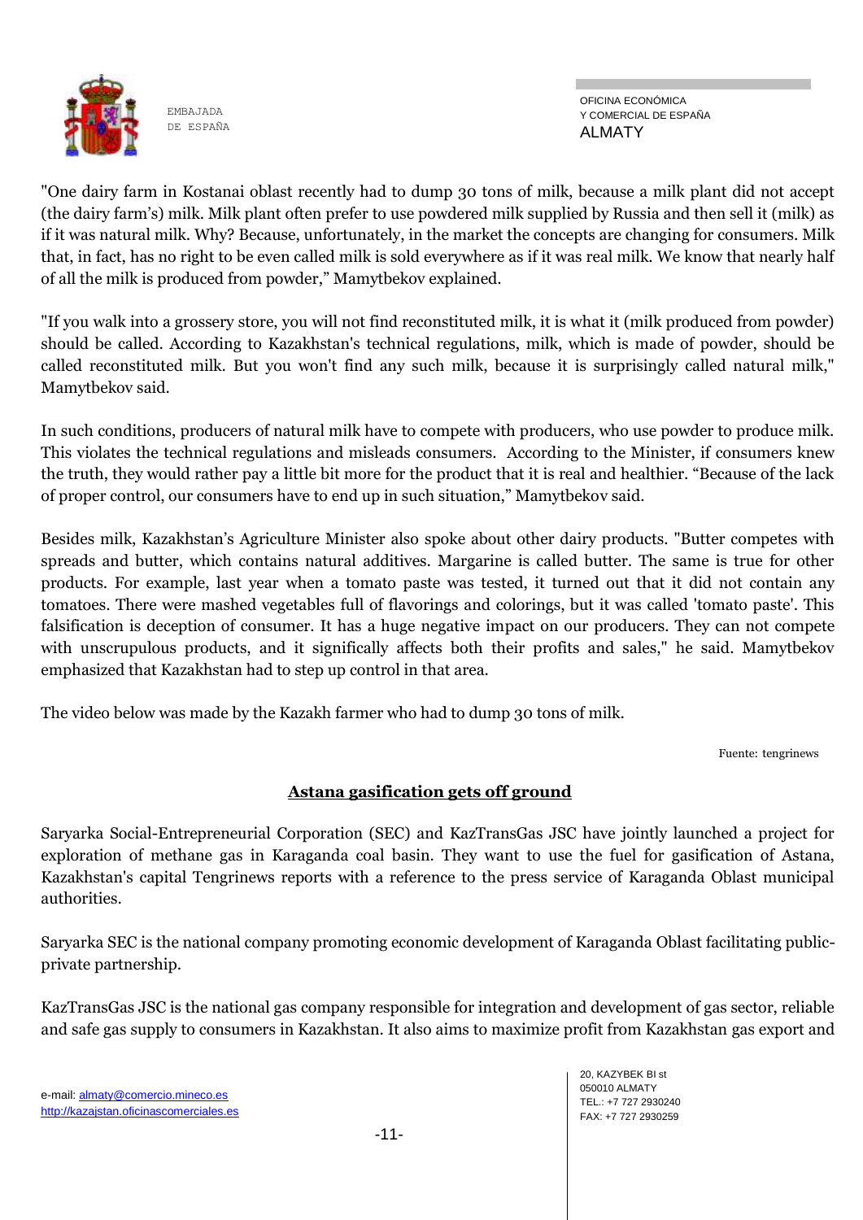"One dairy farm in Kostanai oblast recently had to dump 30 tons of milk, because a milk plant did not accept (the dairy farm's) milk. Milk plant often prefer to use powdered milk supplied by Russia and then sell it (milk) as if it was natural milk. Why? Because, unfortunately, in the market the concepts are changing for consumers. Milk that, in fact, has no right to be even called milk is sold everywhere as if it was real milk. We know that nearly half of all the milk is produced from powder," Mamytbekov explained.

"If you walk into a grossery store, you will not find reconstituted milk, it is what it (milk produced from powder) should be called. According to Kazakhstan's technical regulations, milk, which is made of powder, should be called reconstituted milk. But you won't find any such milk, because it is surprisingly called natural milk," Mamytbekov said.

In such conditions, producers of natural milk have to compete with producers, who use powder to produce milk. This violates the technical regulations and misleads consumers. According to the Minister, if consumers knew the truth, they would rather pay a little bit more for the product that it is real and healthier. "Because of the lack of proper control, our consumers have to end up in such situation," Mamytbekov said.

Besides milk, Kazakhstan's Agriculture Minister also spoke about other dairy products. "Butter competes with spreads and butter, which contains natural additives. Margarine is called butter. The same is true for other products. For example, last year when a tomato paste was tested, it turned out that it did not contain any tomatoes. There were mashed vegetables full of flavorings and colorings, but it was called 'tomato paste'. This falsification is deception of consumer. It has a huge negative impact on our producers. They can not compete with unscrupulous products, and it significally affects both their profits and sales," he said. Mamytbekov emphasized that Kazakhstan had to step up control in that area.

The video below was made by the Kazakh farmer who had to dump 30 tons of milk.

Fuente: tengrinews

## Astana gasification gets off ground

Saryarka Social-Entrepreneurial Corporation (SEC) and KazTransGas JSC have jointly launched a project for exploration of methane gas in Karaganda coal basin. They want to use the fuel for gasification of Astana, Kazakhstan's capital Tengrinews reports with a reference to the press service of Karaganda Oblast municipal authorities.

Saryarka SEC is the national company promoting economic development of Karaganda Oblast facilitating public-private partnership.

KazTransGas JSC is the national gas company responsible for integration and development of gas sector, reliable and safe gas supply to consumers in Kazakhstan. It also aims to maximize profit from Kazakhstan gas export and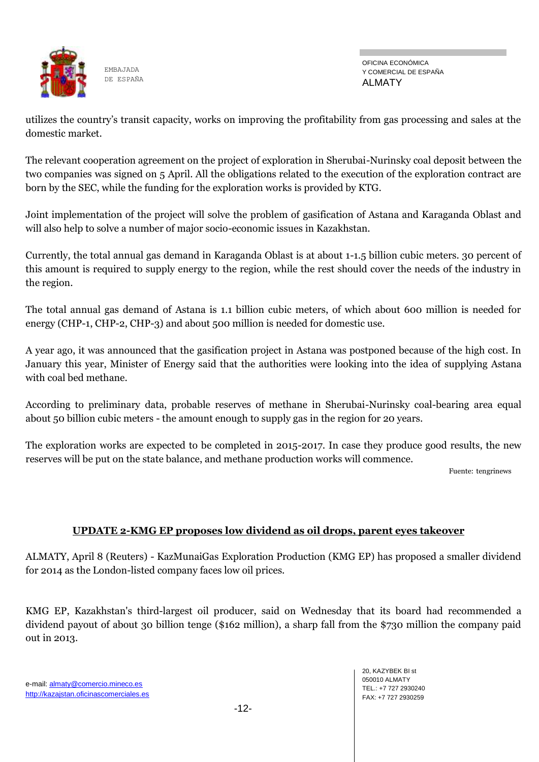utilizes the country's transit capacity, works on improving the profitability from gas processing and sales at the domestic market.

The relevant cooperation agreement on the project of exploration in Sherubai-Nurinsky coal deposit between the two companies was signed on 5 April. All the obligations related to the execution of the exploration contract are born by the SEC, while the funding for the exploration works is provided by KTG.

Joint implementation of the project will solve the problem of gasification of Astana and Karaganda Oblast and will also help to solve a number of major socio-economic issues in Kazakhstan.

Currently, the total annual gas demand in Karaganda Oblast is at about 1-1.5 billion cubic meters. 30 percent of this amount is required to supply energy to the region, while the rest should cover the needs of the industry in the region.

The total annual gas demand of Astana is 1.1 billion cubic meters, of which about 600 million is needed for energy (CHP-1, CHP-2, CHP-3) and about 500 million is needed for domestic use.

A year ago, it was announced that the gasification project in Astana was postponed because of the high cost. In January this year, Minister of Energy said that the authorities were looking into the idea of supplying Astana with coal bed methane.

According to preliminary data, probable reserves of methane in Sherubai-Nurinsky coal-bearing area equal about 50 billion cubic meters - the amount enough to supply gas in the region for 20 years.

The exploration works are expected to be completed in 2015-2017. In case they produce good results, the new reserves will be put on the state balance, and methane production works will commence.

Fuente: tengrinews

## UPDATE 2-KMG EP proposes low dividend as oil drops, parent eyes takeover

ALMATY, April 8 (Reuters) - KazMunaiGas Exploration Production (KMG EP) has proposed a smaller dividend for 2014 as the London-listed company faces low oil prices.

KMG EP, Kazakhstan's third-largest oil producer, said on Wednesday that its board had recommended a dividend payout of about 30 billion tenge ($162 million), a sharp fall from the $730 million the company paid out in 2013.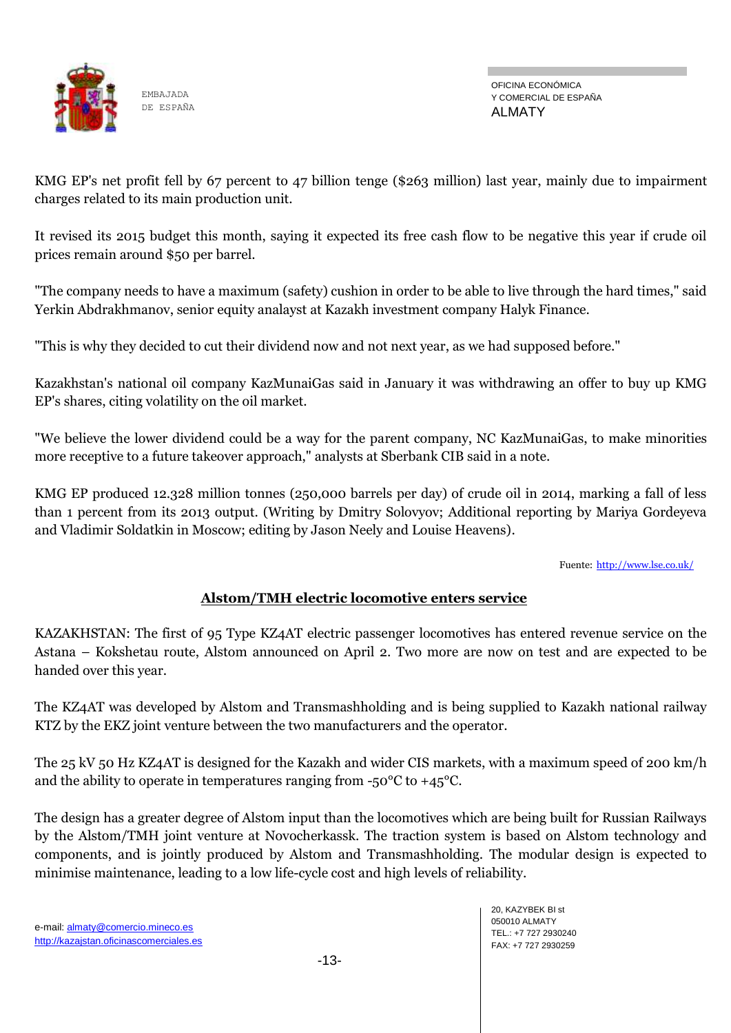KMG EP's net profit fell by 67 percent to 47 billion tenge ($263 million) last year, mainly due to impairment charges related to its main production unit.

It revised its 2015 budget this month, saying it expected its free cash flow to be negative this year if crude oil prices remain around $50 per barrel.

"The company needs to have a maximum (safety) cushion in order to be able to live through the hard times," said Yerkin Abdrakhmanov, senior equity analayst at Kazakh investment company Halyk Finance.

"This is why they decided to cut their dividend now and not next year, as we had supposed before."

Kazakhstan's national oil company KazMunaiGas said in January it was withdrawing an offer to buy up KMG EP's shares, citing volatility on the oil market.

"We believe the lower dividend could be a way for the parent company, NC KazMunaiGas, to make minorities more receptive to a future takeover approach," analysts at Sberbank CIB said in a note.

KMG EP produced 12.328 million tonnes (250,000 barrels per day) of crude oil in 2014, marking a fall of less than 1 percent from its 2013 output. (Writing by Dmitry Solovyov; Additional reporting by Mariya Gordeyeva and Vladimir Soldatkin in Moscow; editing by Jason Neely and Louise Heavens).

Fuente: http://www.lse.co.uk/

## Alstom/TMH electric locomotive enters service

KAZAKHSTAN: The first of 95 Type KZ4AT electric passenger locomotives has entered revenue service on the Astana – Kokshetau route, Alstom announced on April 2. Two more are now on test and are expected to be handed over this year.

The KZ4AT was developed by Alstom and Transmashholding and is being supplied to Kazakh national railway KTZ by the EKZ joint venture between the two manufacturers and the operator.

The 25 kV 50 Hz KZ4AT is designed for the Kazakh and wider CIS markets, with a maximum speed of 200 km/h and the ability to operate in temperatures ranging from -50°C to +45°C.

The design has a greater degree of Alstom input than the locomotives which are being built for Russian Railways by the Alstom/TMH joint venture at Novocherkassk. The traction system is based on Alstom technology and components, and is jointly produced by Alstom and Transmashholding. The modular design is expected to minimise maintenance, leading to a low life-cycle cost and high levels of reliability.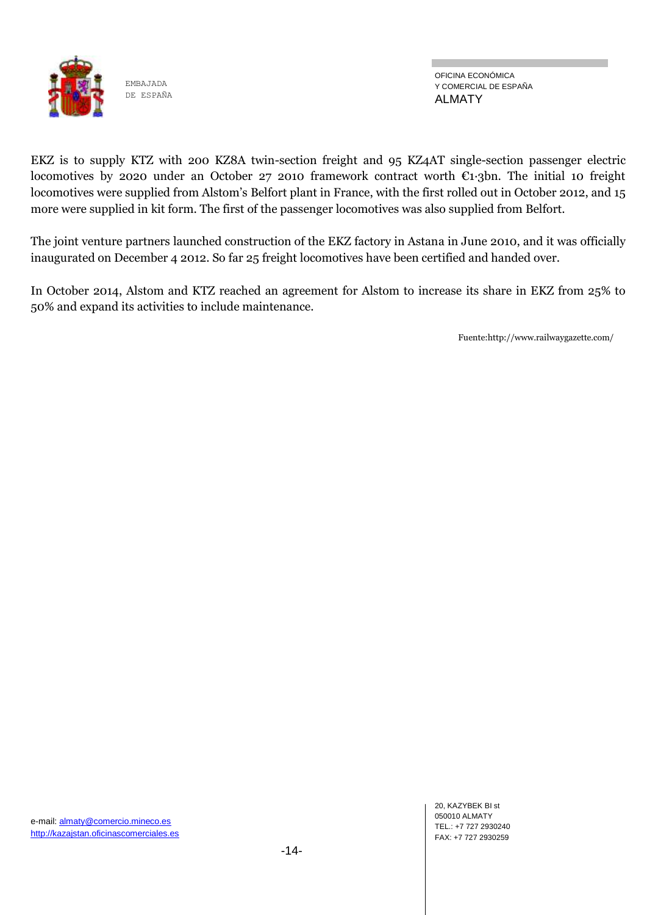EKZ is to supply KTZ with 200 KZ8A twin-section freight and 95 KZ4AT single-section passenger electric locomotives by 2020 under an October 27 2010 framework contract worth €1·3bn. The initial 10 freight locomotives were supplied from Alstom's Belfort plant in France, with the first rolled out in October 2012, and 15 more were supplied in kit form. The first of the passenger locomotives was also supplied from Belfort.

The joint venture partners launched construction of the EKZ factory in Astana in June 2010, and it was officially inaugurated on December 4 2012. So far 25 freight locomotives have been certified and handed over.

In October 2014, Alstom and KTZ reached an agreement for Alstom to increase its share in EKZ from 25% to 50% and expand its activities to include maintenance.

Fuente:http://www.railwaygazette.com/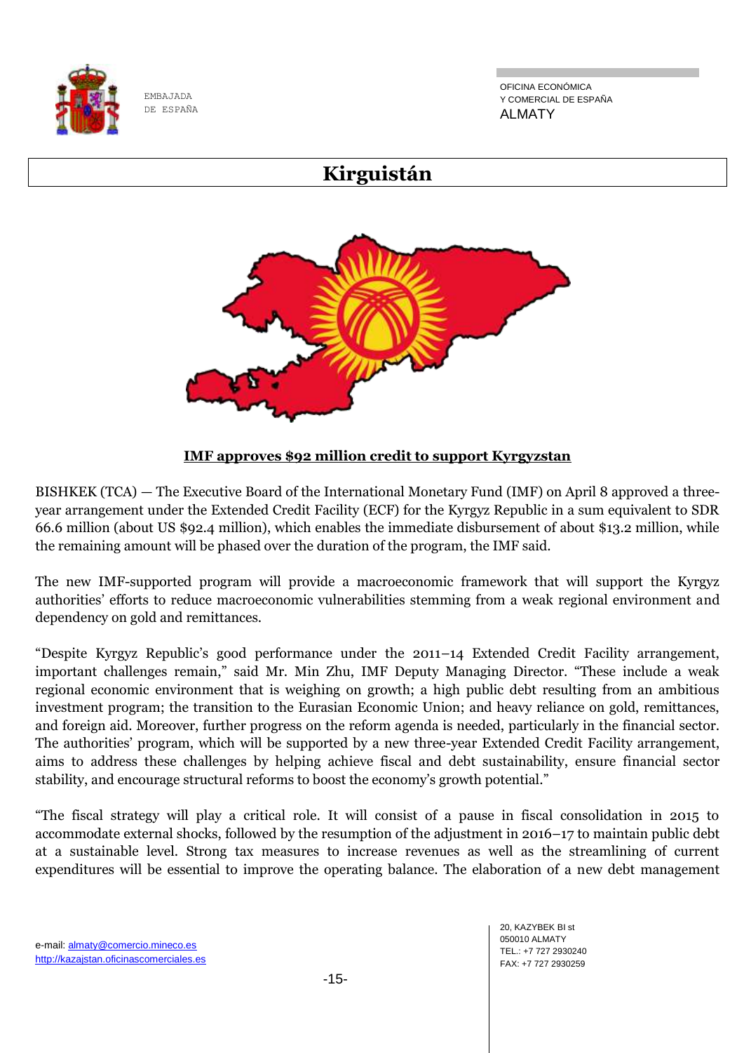# Kirguistán

**IMF approves $92 million credit to support Kyrgyzstan**

BISHKEK (TCA) — The Executive Board of the International Monetary Fund (IMF) on April 8 approved a three-year arrangement under the Extended Credit Facility (ECF) for the Kyrgyz Republic in a sum equivalent to SDR 66.6 million (about US $92.4 million), which enables the immediate disbursement of about $13.2 million, while the remaining amount will be phased over the duration of the program, the IMF said.

The new IMF-supported program will provide a macroeconomic framework that will support the Kyrgyz authorities' efforts to reduce macroeconomic vulnerabilities stemming from a weak regional environment and dependency on gold and remittances.

"Despite Kyrgyz Republic's good performance under the 2011–14 Extended Credit Facility arrangement, important challenges remain," said Mr. Min Zhu, IMF Deputy Managing Director. "These include a weak regional economic environment that is weighing on growth; a high public debt resulting from an ambitious investment program; the transition to the Eurasian Economic Union; and heavy reliance on gold, remittances, and foreign aid. Moreover, further progress on the reform agenda is needed, particularly in the financial sector. The authorities' program, which will be supported by a new three-year Extended Credit Facility arrangement, aims to address these challenges by helping achieve fiscal and debt sustainability, ensure financial sector stability, and encourage structural reforms to boost the economy's growth potential."

"The fiscal strategy will play a critical role. It will consist of a pause in fiscal consolidation in 2015 to accommodate external shocks, followed by the resumption of the adjustment in 2016–17 to maintain public debt at a sustainable level. Strong tax measures to increase revenues as well as the streamlining of current expenditures will be essential to improve the operating balance. The elaboration of a new debt management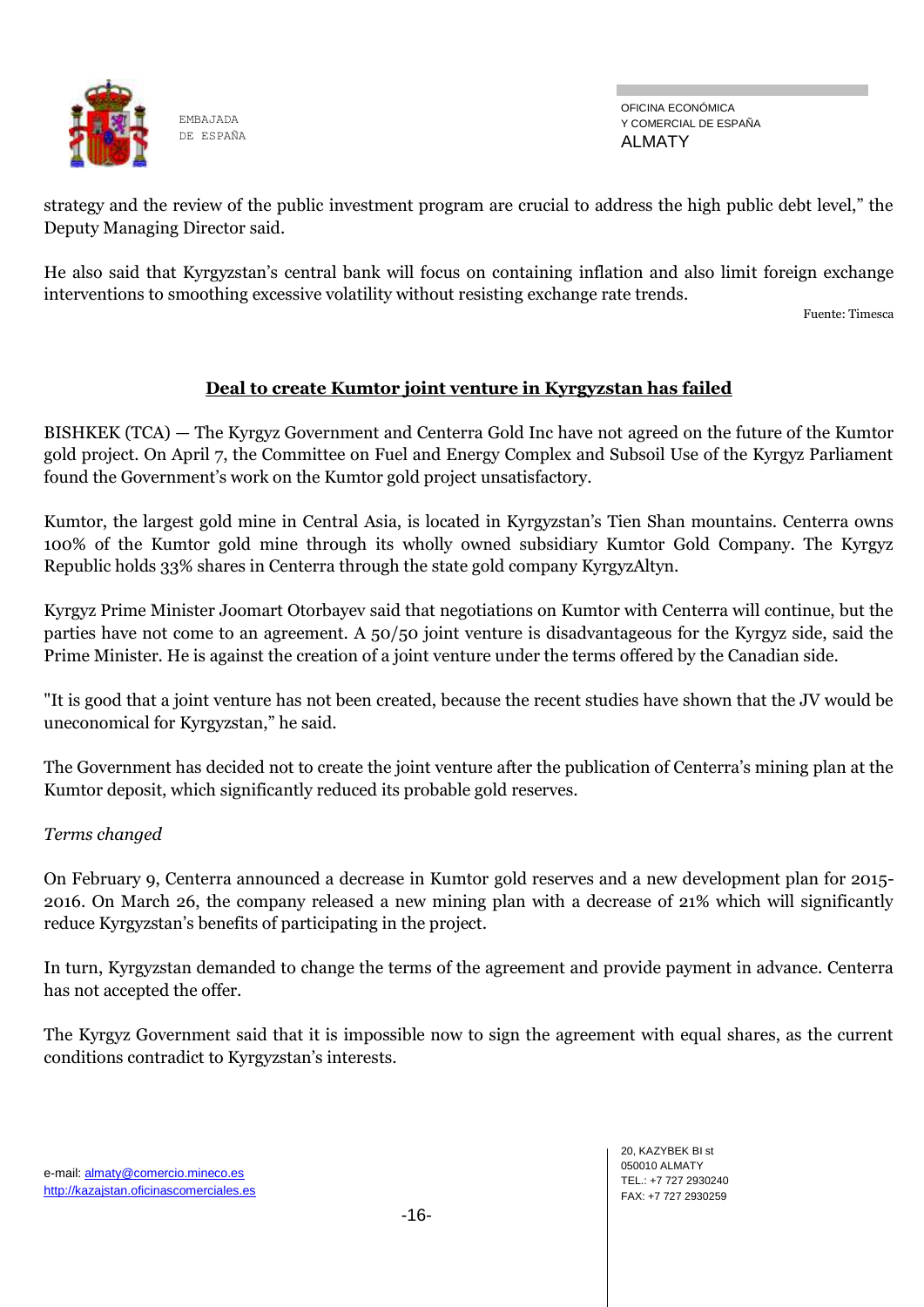strategy and the review of the public investment program are crucial to address the high public debt level," the Deputy Managing Director said.

He also said that Kyrgyzstan's central bank will focus on containing inflation and also limit foreign exchange interventions to smoothing excessive volatility without resisting exchange rate trends.

Fuente: Timesca

## Deal to create Kumtor joint venture in Kyrgyzstan has failed

BISHKEK (TCA) — The Kyrgyz Government and Centerra Gold Inc have not agreed on the future of the Kumtor gold project. On April 7, the Committee on Fuel and Energy Complex and Subsoil Use of the Kyrgyz Parliament found the Government's work on the Kumtor gold project unsatisfactory.

Kumtor, the largest gold mine in Central Asia, is located in Kyrgyzstan's Tien Shan mountains. Centerra owns 100% of the Kumtor gold mine through its wholly owned subsidiary Kumtor Gold Company. The Kyrgyz Republic holds 33% shares in Centerra through the state gold company KyrgyzAltyn.

Kyrgyz Prime Minister Joomart Otorbayev said that negotiations on Kumtor with Centerra will continue, but the parties have not come to an agreement. A 50/50 joint venture is disadvantageous for the Kyrgyz side, said the Prime Minister. He is against the creation of a joint venture under the terms offered by the Canadian side.

"It is good that a joint venture has not been created, because the recent studies have shown that the JV would be uneconomical for Kyrgyzstan," he said.

The Government has decided not to create the joint venture after the publication of Centerra's mining plan at the Kumtor deposit, which significantly reduced its probable gold reserves.

*Terms changed*

On February 9, Centerra announced a decrease in Kumtor gold reserves and a new development plan for 2015-2016. On March 26, the company released a new mining plan with a decrease of 21% which will significantly reduce Kyrgyzstan's benefits of participating in the project.

In turn, Kyrgyzstan demanded to change the terms of the agreement and provide payment in advance. Centerra has not accepted the offer.

The Kyrgyz Government said that it is impossible now to sign the agreement with equal shares, as the current conditions contradict to Kyrgyzstan's interests.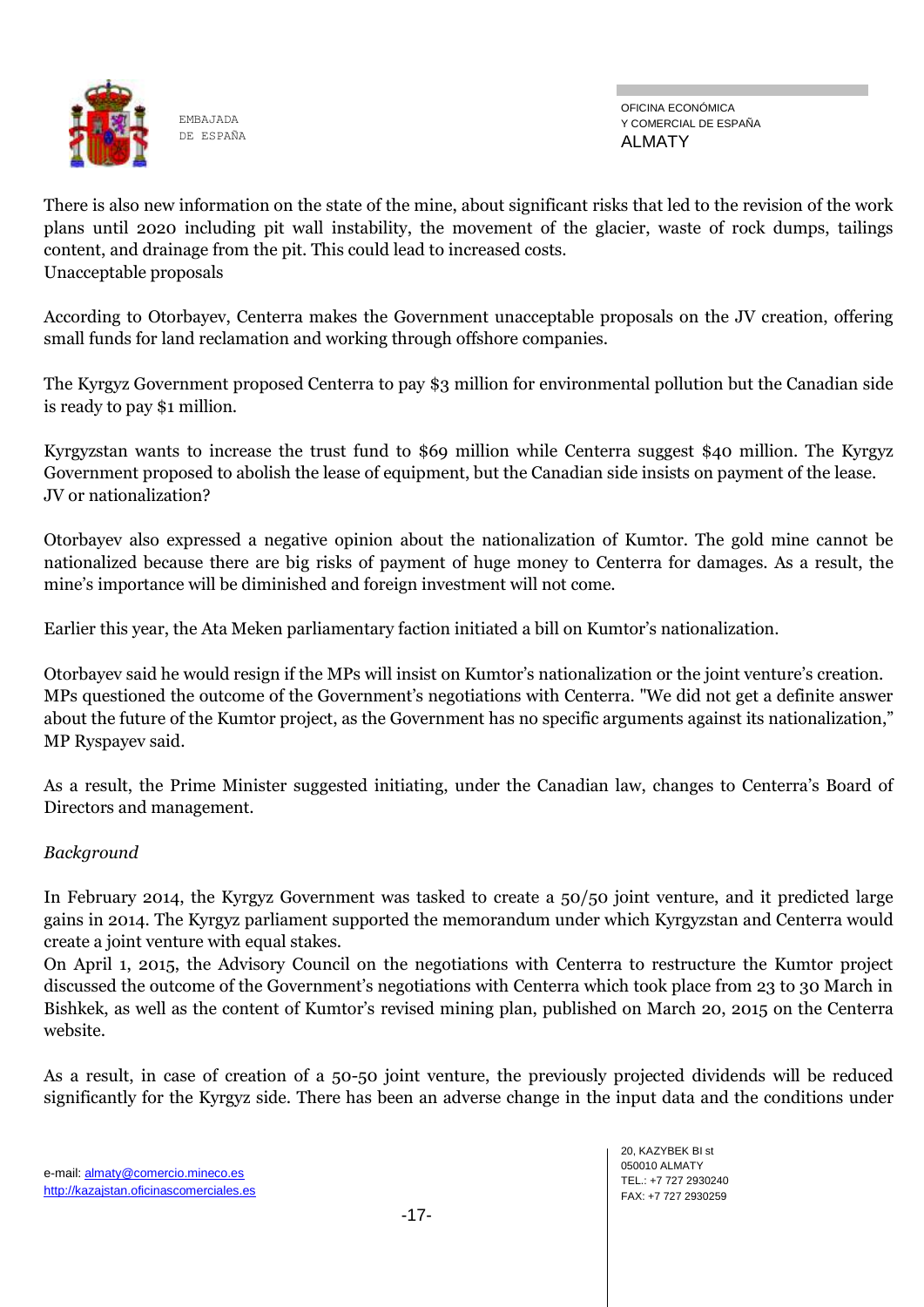There is also new information on the state of the mine, about significant risks that led to the revision of the work plans until 2020 including pit wall instability, the movement of the glacier, waste of rock dumps, tailings content, and drainage from the pit. This could lead to increased costs.

Unacceptable proposals

According to Otorbayev, Centerra makes the Government unacceptable proposals on the JV creation, offering small funds for land reclamation and working through offshore companies.

The Kyrgyz Government proposed Centerra to pay $3 million for environmental pollution but the Canadian side is ready to pay $1 million.

Kyrgyzstan wants to increase the trust fund to $69 million while Centerra suggest $40 million. The Kyrgyz Government proposed to abolish the lease of equipment, but the Canadian side insists on payment of the lease.

JV or nationalization?

Otorbayev also expressed a negative opinion about the nationalization of Kumtor. The gold mine cannot be nationalized because there are big risks of payment of huge money to Centerra for damages. As a result, the mine's importance will be diminished and foreign investment will not come.

Earlier this year, the Ata Meken parliamentary faction initiated a bill on Kumtor's nationalization.

Otorbayev said he would resign if the MPs will insist on Kumtor's nationalization or the joint venture's creation. MPs questioned the outcome of the Government's negotiations with Centerra. "We did not get a definite answer about the future of the Kumtor project, as the Government has no specific arguments against its nationalization," MP Ryspayev said.

As a result, the Prime Minister suggested initiating, under the Canadian law, changes to Centerra's Board of Directors and management.

*Background*

In February 2014, the Kyrgyz Government was tasked to create a 50/50 joint venture, and it predicted large gains in 2014. The Kyrgyz parliament supported the memorandum under which Kyrgyzstan and Centerra would create a joint venture with equal stakes.

On April 1, 2015, the Advisory Council on the negotiations with Centerra to restructure the Kumtor project discussed the outcome of the Government's negotiations with Centerra which took place from 23 to 30 March in Bishkek, as well as the content of Kumtor's revised mining plan, published on March 20, 2015 on the Centerra website.

As a result, in case of creation of a 50-50 joint venture, the previously projected dividends will be reduced significantly for the Kyrgyz side. There has been an adverse change in the input data and the conditions under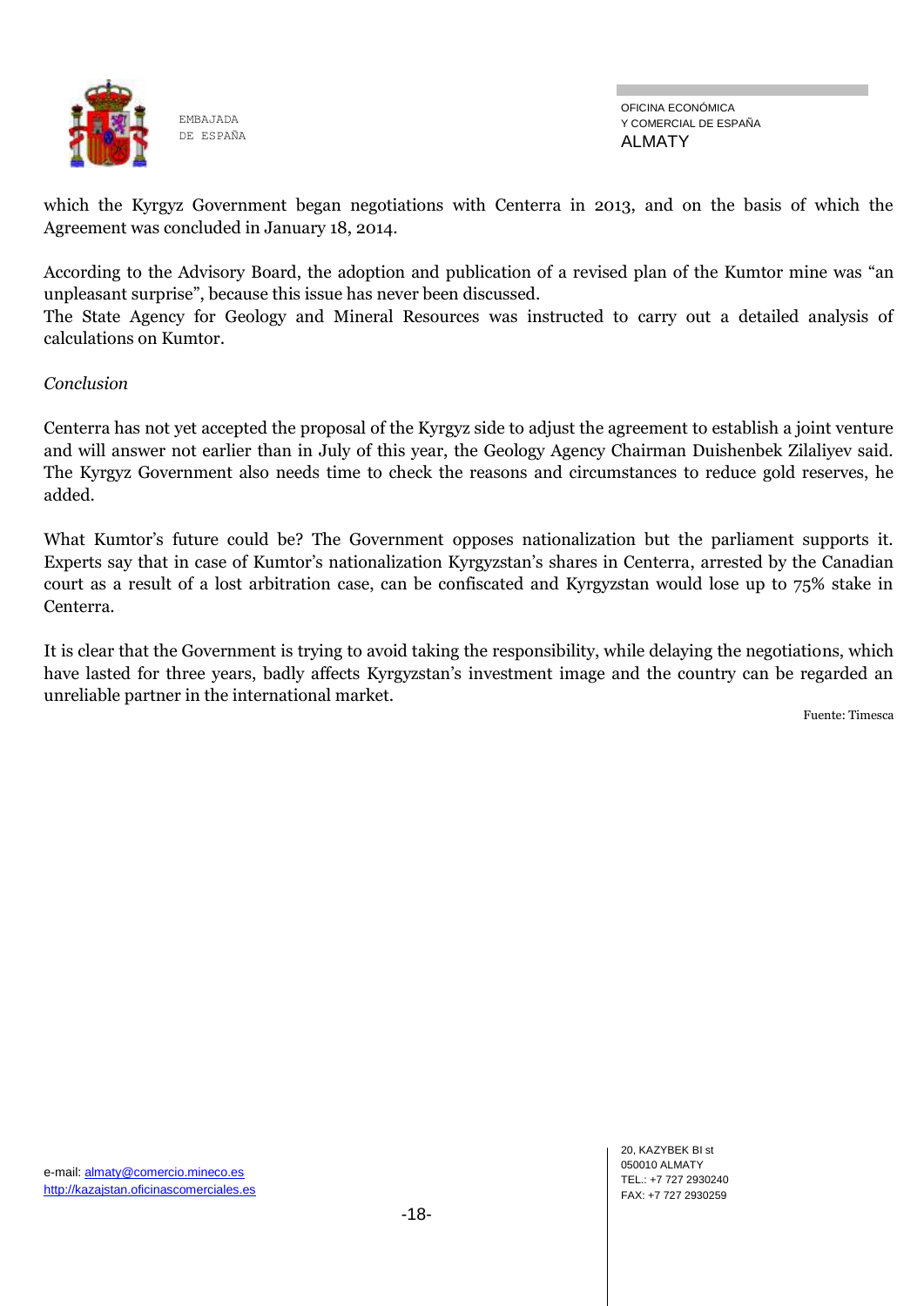which the Kyrgyz Government began negotiations with Centerra in 2013, and on the basis of which the Agreement was concluded in January 18, 2014.

According to the Advisory Board, the adoption and publication of a revised plan of the Kumtor mine was "an unpleasant surprise", because this issue has never been discussed.
The State Agency for Geology and Mineral Resources was instructed to carry out a detailed analysis of calculations on Kumtor.

*Conclusion*

Centerra has not yet accepted the proposal of the Kyrgyz side to adjust the agreement to establish a joint venture and will answer not earlier than in July of this year, the Geology Agency Chairman Duishenbek Zilaliyev said. The Kyrgyz Government also needs time to check the reasons and circumstances to reduce gold reserves, he added.

What Kumtor's future could be? The Government opposes nationalization but the parliament supports it. Experts say that in case of Kumtor's nationalization Kyrgyzstan's shares in Centerra, arrested by the Canadian court as a result of a lost arbitration case, can be confiscated and Kyrgyzstan would lose up to 75% stake in Centerra.

It is clear that the Government is trying to avoid taking the responsibility, while delaying the negotiations, which have lasted for three years, badly affects Kyrgyzstan's investment image and the country can be regarded an unreliable partner in the international market.

Fuente: Timesca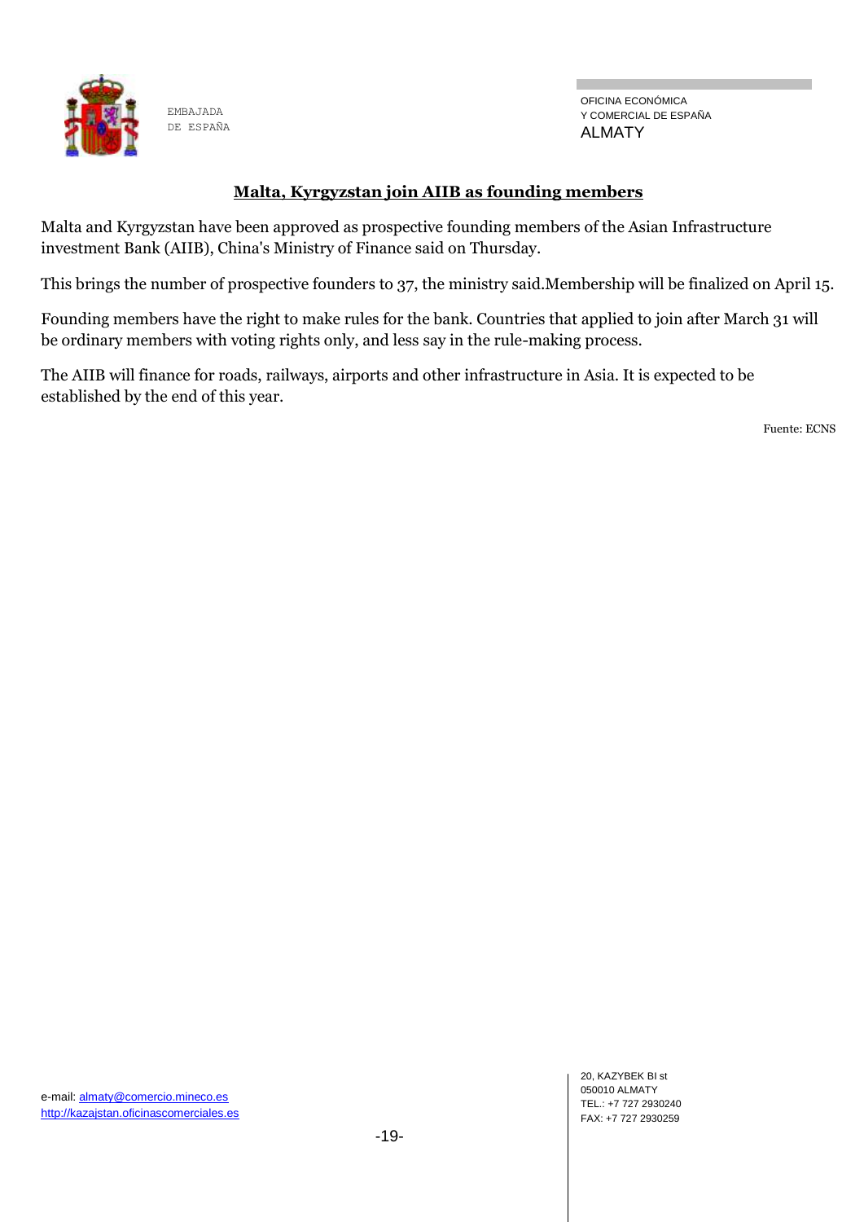## Malta, Kyrgyzstan join AIIB as founding members

Malta and Kyrgyzstan have been approved as prospective founding members of the Asian Infrastructure investment Bank (AIIB), China's Ministry of Finance said on Thursday.

This brings the number of prospective founders to 37, the ministry said.Membership will be finalized on April 15.

Founding members have the right to make rules for the bank. Countries that applied to join after March 31 will be ordinary members with voting rights only, and less say in the rule-making process.

The AIIB will finance for roads, railways, airports and other infrastructure in Asia. It is expected to be established by the end of this year.

Fuente: ECNS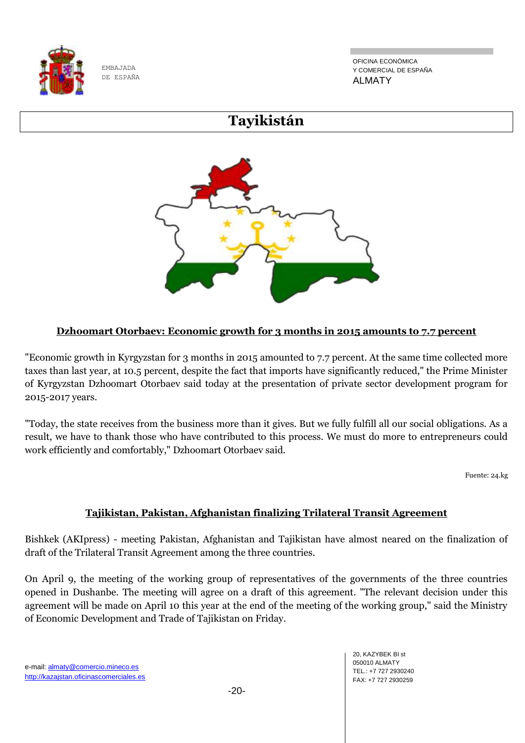# Tayikistán

**Dzhoomart Otorbaev: Economic growth for 3 months in 2015 amounts to 7.7 percent**

"Economic growth in Kyrgyzstan for 3 months in 2015 amounted to 7.7 percent. At the same time collected more taxes than last year, at 10.5 percent, despite the fact that imports have significantly reduced," the Prime Minister of Kyrgyzstan Dzhoomart Otorbaev said today at the presentation of private sector development program for 2015-2017 years.

"Today, the state receives from the business more than it gives. But we fully fulfill all our social obligations. As a result, we have to thank those who have contributed to this process. We must do more to entrepreneurs could work efficiently and comfortably," Dzhoomart Otorbaev said.

Fuente: 24.kg

**Tajikistan, Pakistan, Afghanistan finalizing Trilateral Transit Agreement**

Bishkek (AKIpress) - meeting Pakistan, Afghanistan and Tajikistan have almost neared on the finalization of draft of the Trilateral Transit Agreement among the three countries.

On April 9, the meeting of the working group of representatives of the governments of the three countries opened in Dushanbe. The meeting will agree on a draft of this agreement. "The relevant decision under this agreement will be made on April 10 this year at the end of the meeting of the working group," said the Ministry of Economic Development and Trade of Tajikistan on Friday.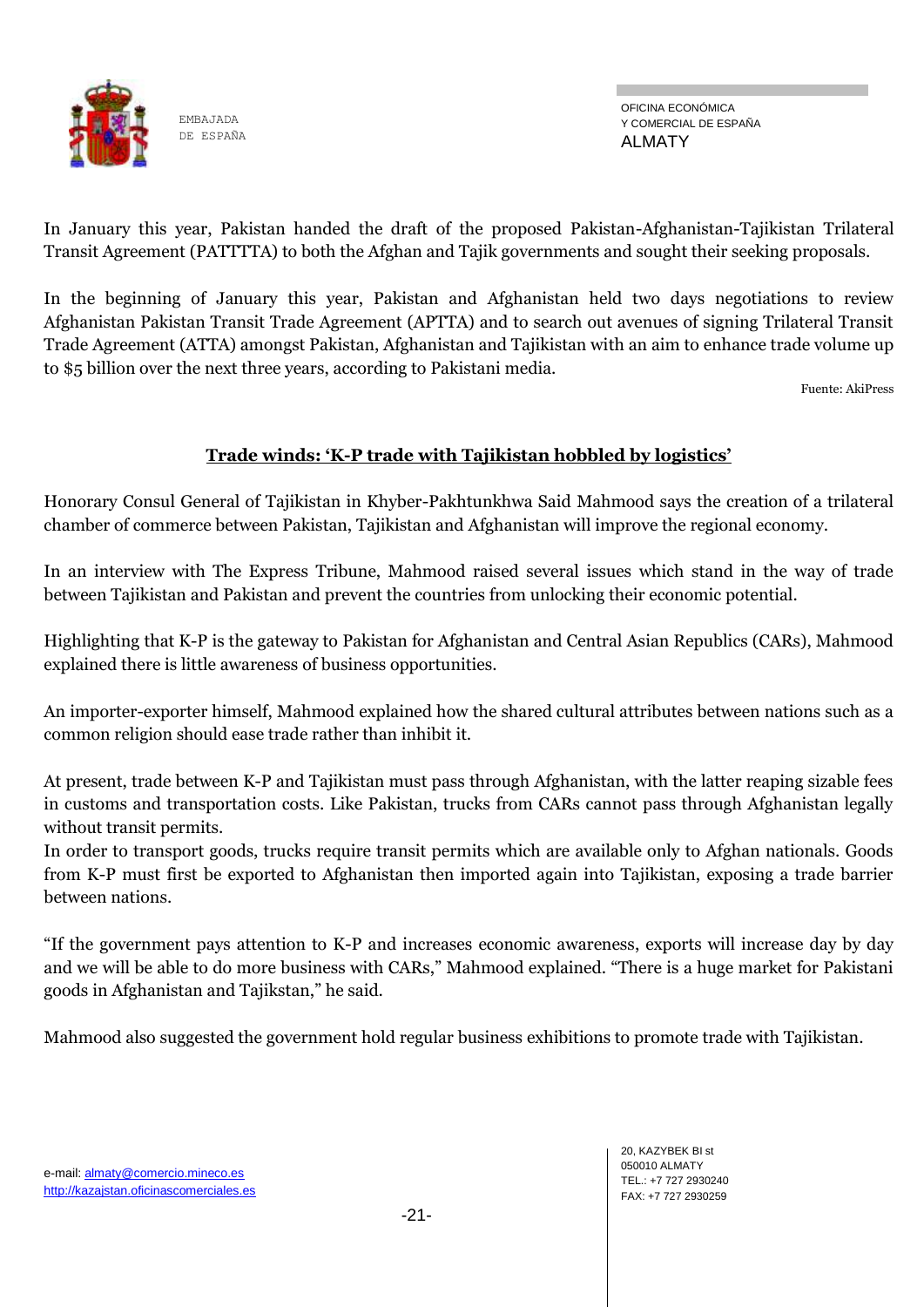In January this year, Pakistan handed the draft of the proposed Pakistan-Afghanistan-Tajikistan Trilateral Transit Agreement (PATTTTA) to both the Afghan and Tajik governments and sought their seeking proposals.

In the beginning of January this year, Pakistan and Afghanistan held two days negotiations to review Afghanistan Pakistan Transit Trade Agreement (APTTA) and to search out avenues of signing Trilateral Transit Trade Agreement (ATTA) amongst Pakistan, Afghanistan and Tajikistan with an aim to enhance trade volume up to $5 billion over the next three years, according to Pakistani media.

Fuente: AkiPress

## Trade winds: 'K-P trade with Tajikistan hobbled by logistics'

Honorary Consul General of Tajikistan in Khyber-Pakhtunkhwa Said Mahmood says the creation of a trilateral chamber of commerce between Pakistan, Tajikistan and Afghanistan will improve the regional economy.

In an interview with The Express Tribune, Mahmood raised several issues which stand in the way of trade between Tajikistan and Pakistan and prevent the countries from unlocking their economic potential.

Highlighting that K-P is the gateway to Pakistan for Afghanistan and Central Asian Republics (CARs), Mahmood explained there is little awareness of business opportunities.

An importer-exporter himself, Mahmood explained how the shared cultural attributes between nations such as a common religion should ease trade rather than inhibit it.

At present, trade between K-P and Tajikistan must pass through Afghanistan, with the latter reaping sizable fees in customs and transportation costs. Like Pakistan, trucks from CARs cannot pass through Afghanistan legally without transit permits.
In order to transport goods, trucks require transit permits which are available only to Afghan nationals. Goods from K-P must first be exported to Afghanistan then imported again into Tajikistan, exposing a trade barrier between nations.

"If the government pays attention to K-P and increases economic awareness, exports will increase day by day and we will be able to do more business with CARs," Mahmood explained. "There is a huge market for Pakistani goods in Afghanistan and Tajikstan," he said.

Mahmood also suggested the government hold regular business exhibitions to promote trade with Tajikistan.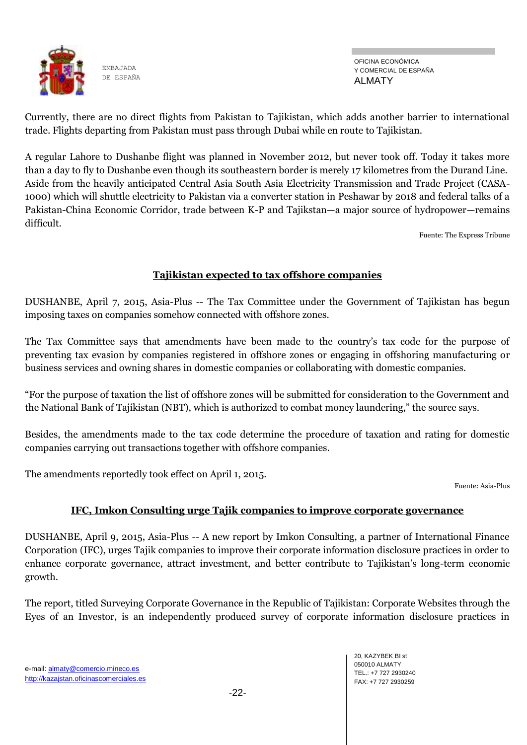Currently, there are no direct flights from Pakistan to Tajikistan, which adds another barrier to international trade. Flights departing from Pakistan must pass through Dubai while en route to Tajikistan.

A regular Lahore to Dushanbe flight was planned in November 2012, but never took off. Today it takes more than a day to fly to Dushanbe even though its southeastern border is merely 17 kilometres from the Durand Line. Aside from the heavily anticipated Central Asia South Asia Electricity Transmission and Trade Project (CASA-1000) which will shuttle electricity to Pakistan via a converter station in Peshawar by 2018 and federal talks of a Pakistan-China Economic Corridor, trade between K-P and Tajikstan—a major source of hydropower—remains difficult.

Fuente: The Express Tribune

## Tajikistan expected to tax offshore companies

DUSHANBE, April 7, 2015, Asia-Plus -- The Tax Committee under the Government of Tajikistan has begun imposing taxes on companies somehow connected with offshore zones.

The Tax Committee says that amendments have been made to the country's tax code for the purpose of preventing tax evasion by companies registered in offshore zones or engaging in offshoring manufacturing or business services and owning shares in domestic companies or collaborating with domestic companies.

"For the purpose of taxation the list of offshore zones will be submitted for consideration to the Government and the National Bank of Tajikistan (NBT), which is authorized to combat money laundering," the source says.

Besides, the amendments made to the tax code determine the procedure of taxation and rating for domestic companies carrying out transactions together with offshore companies.

The amendments reportedly took effect on April 1, 2015.

Fuente: Asia-Plus

## IFC, Imkon Consulting urge Tajik companies to improve corporate governance

DUSHANBE, April 9, 2015, Asia-Plus -- A new report by Imkon Consulting, a partner of International Finance Corporation (IFC), urges Tajik companies to improve their corporate information disclosure practices in order to enhance corporate governance, attract investment, and better contribute to Tajikistan's long-term economic growth.

The report, titled Surveying Corporate Governance in the Republic of Tajikistan: Corporate Websites through the Eyes of an Investor, is an independently produced survey of corporate information disclosure practices in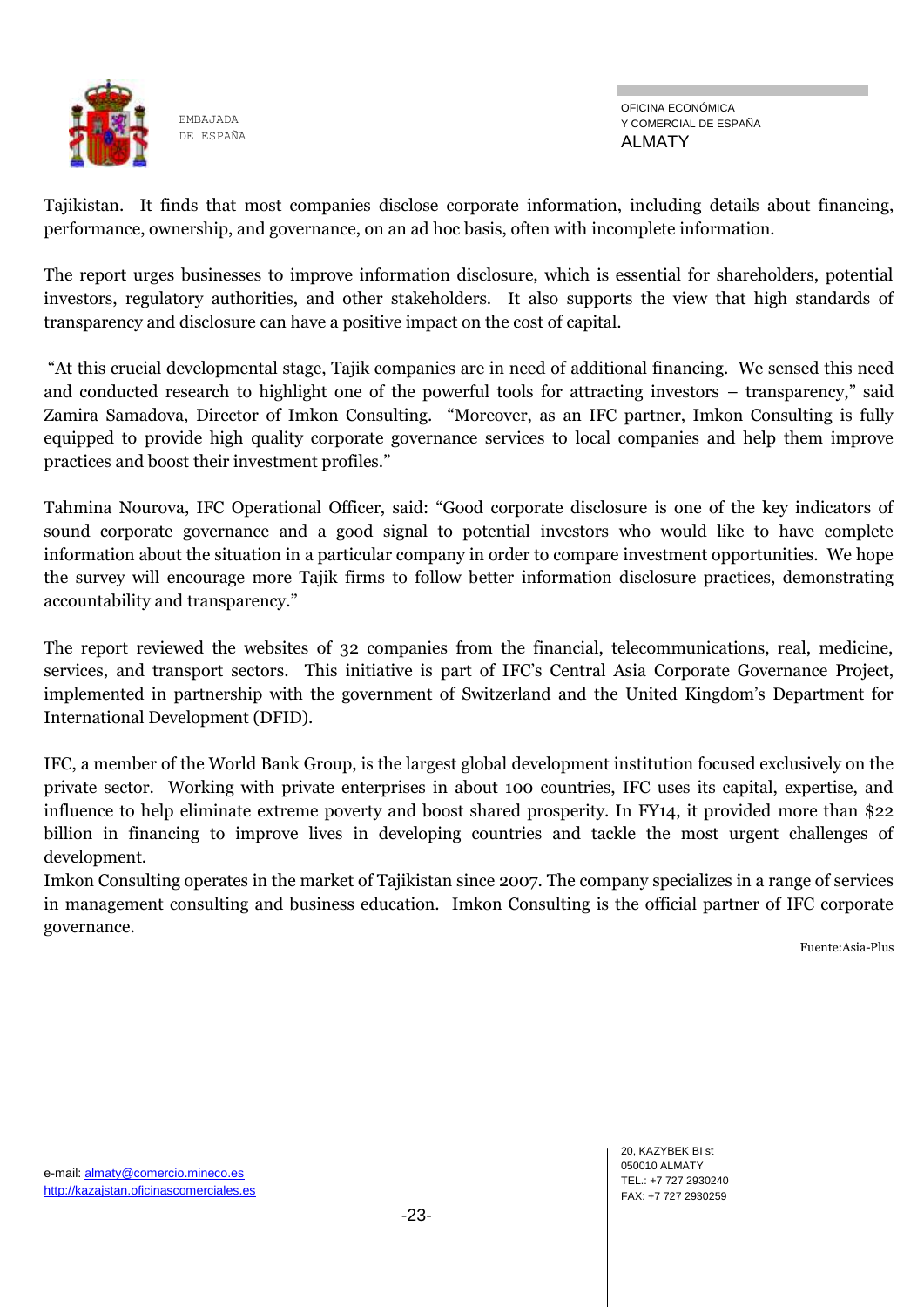Tajikistan. It finds that most companies disclose corporate information, including details about financing, performance, ownership, and governance, on an ad hoc basis, often with incomplete information.

The report urges businesses to improve information disclosure, which is essential for shareholders, potential investors, regulatory authorities, and other stakeholders. It also supports the view that high standards of transparency and disclosure can have a positive impact on the cost of capital.

"At this crucial developmental stage, Tajik companies are in need of additional financing. We sensed this need and conducted research to highlight one of the powerful tools for attracting investors – transparency," said Zamira Samadova, Director of Imkon Consulting. "Moreover, as an IFC partner, Imkon Consulting is fully equipped to provide high quality corporate governance services to local companies and help them improve practices and boost their investment profiles."

Tahmina Nourova, IFC Operational Officer, said: "Good corporate disclosure is one of the key indicators of sound corporate governance and a good signal to potential investors who would like to have complete information about the situation in a particular company in order to compare investment opportunities. We hope the survey will encourage more Tajik firms to follow better information disclosure practices, demonstrating accountability and transparency."

The report reviewed the websites of 32 companies from the financial, telecommunications, real, medicine, services, and transport sectors. This initiative is part of IFC's Central Asia Corporate Governance Project, implemented in partnership with the government of Switzerland and the United Kingdom's Department for International Development (DFID).

IFC, a member of the World Bank Group, is the largest global development institution focused exclusively on the private sector. Working with private enterprises in about 100 countries, IFC uses its capital, expertise, and influence to help eliminate extreme poverty and boost shared prosperity. In FY14, it provided more than $22 billion in financing to improve lives in developing countries and tackle the most urgent challenges of development.

Imkon Consulting operates in the market of Tajikistan since 2007. The company specializes in a range of services in management consulting and business education. Imkon Consulting is the official partner of IFC corporate governance.

Fuente:Asia-Plus